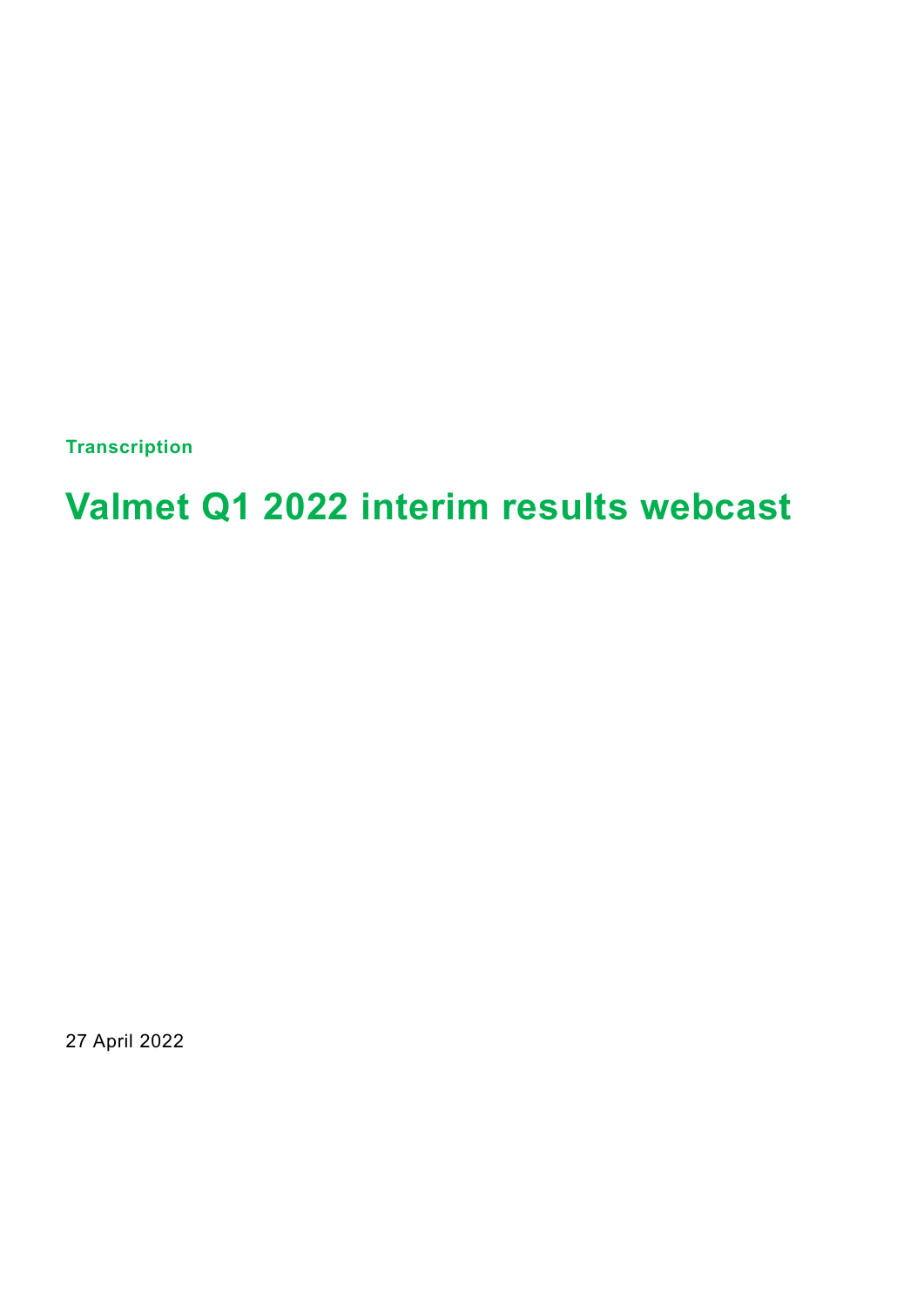**Transcription**

# Valmet Q1 2022 interim results webcast

27 April 2022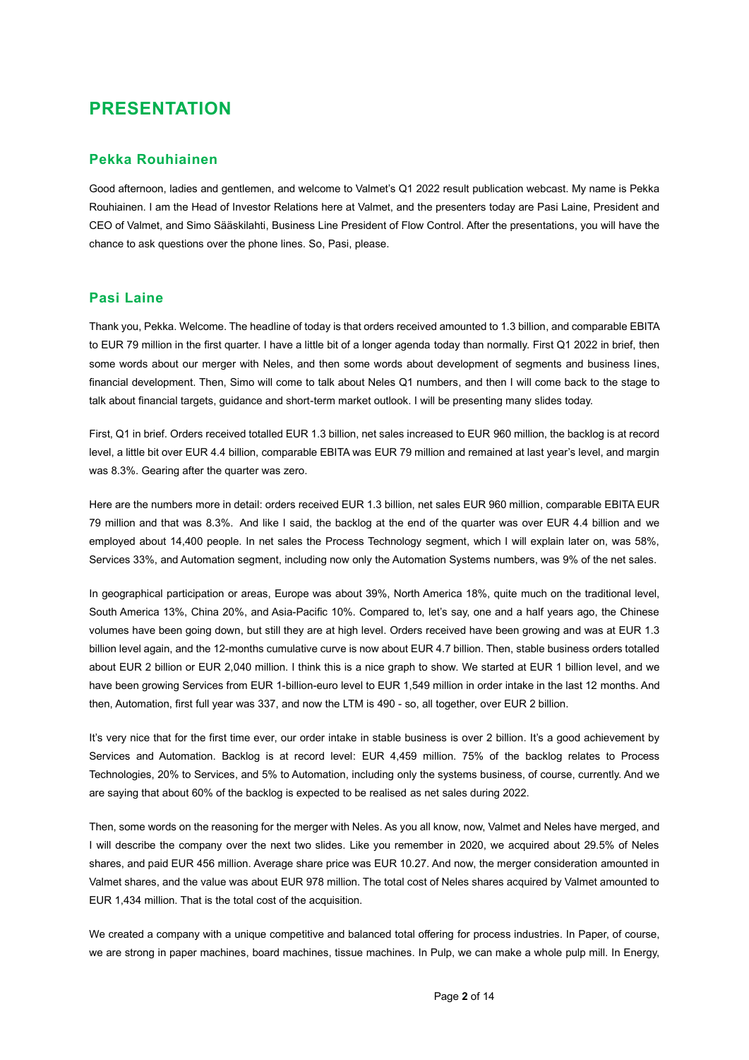# PRESENTATION

## Pekka Rouhiainen

Good afternoon, ladies and gentlemen, and welcome to Valmet's Q1 2022 result publication webcast. My name is Pekka Rouhiainen. I am the Head of Investor Relations here at Valmet, and the presenters today are Pasi Laine, President and CEO of Valmet, and Simo Sääskilahti, Business Line President of Flow Control. After the presentations, you will have the chance to ask questions over the phone lines. So, Pasi, please.

## Pasi Laine

Thank you, Pekka. Welcome. The headline of today is that orders received amounted to 1.3 billion, and comparable EBITA to EUR 79 million in the first quarter. I have a little bit of a longer agenda today than normally. First Q1 2022 in brief, then some words about our merger with Neles, and then some words about development of segments and business lines, financial development. Then, Simo will come to talk about Neles Q1 numbers, and then I will come back to the stage to talk about financial targets, guidance and short-term market outlook. I will be presenting many slides today.

First, Q1 in brief. Orders received totalled EUR 1.3 billion, net sales increased to EUR 960 million, the backlog is at record level, a little bit over EUR 4.4 billion, comparable EBITA was EUR 79 million and remained at last year's level, and margin was 8.3%. Gearing after the quarter was zero.

Here are the numbers more in detail: orders received EUR 1.3 billion, net sales EUR 960 million, comparable EBITA EUR 79 million and that was 8.3%. And like I said, the backlog at the end of the quarter was over EUR 4.4 billion and we employed about 14,400 people. In net sales the Process Technology segment, which I will explain later on, was 58%, Services 33%, and Automation segment, including now only the Automation Systems numbers, was 9% of the net sales.

In geographical participation or areas, Europe was about 39%, North America 18%, quite much on the traditional level, South America 13%, China 20%, and Asia-Pacific 10%. Compared to, let's say, one and a half years ago, the Chinese volumes have been going down, but still they are at high level. Orders received have been growing and was at EUR 1.3 billion level again, and the 12-months cumulative curve is now about EUR 4.7 billion. Then, stable business orders totalled about EUR 2 billion or EUR 2,040 million. I think this is a nice graph to show. We started at EUR 1 billion level, and we have been growing Services from EUR 1-billion-euro level to EUR 1,549 million in order intake in the last 12 months. And then, Automation, first full year was 337, and now the LTM is 490 - so, all together, over EUR 2 billion.

It's very nice that for the first time ever, our order intake in stable business is over 2 billion. It's a good achievement by Services and Automation. Backlog is at record level: EUR 4,459 million. 75% of the backlog relates to Process Technologies, 20% to Services, and 5% to Automation, including only the systems business, of course, currently. And we are saying that about 60% of the backlog is expected to be realised as net sales during 2022.

Then, some words on the reasoning for the merger with Neles. As you all know, now, Valmet and Neles have merged, and I will describe the company over the next two slides. Like you remember in 2020, we acquired about 29.5% of Neles shares, and paid EUR 456 million. Average share price was EUR 10.27. And now, the merger consideration amounted in Valmet shares, and the value was about EUR 978 million. The total cost of Neles shares acquired by Valmet amounted to EUR 1,434 million. That is the total cost of the acquisition.

We created a company with a unique competitive and balanced total offering for process industries. In Paper, of course, we are strong in paper machines, board machines, tissue machines. In Pulp, we can make a whole pulp mill. In Energy,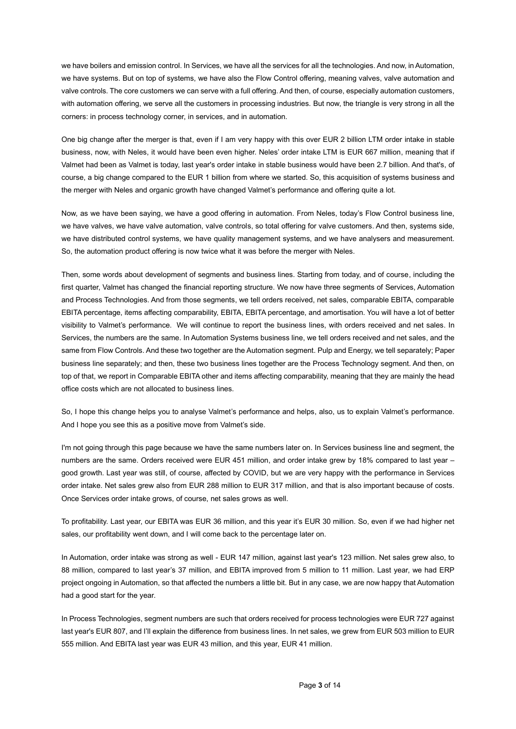we have boilers and emission control. In Services, we have all the services for all the technologies. And now, in Automation, we have systems. But on top of systems, we have also the Flow Control offering, meaning valves, valve automation and valve controls. The core customers we can serve with a full offering. And then, of course, especially automation customers, with automation offering, we serve all the customers in processing industries. But now, the triangle is very strong in all the corners: in process technology corner, in services, and in automation.

One big change after the merger is that, even if I am very happy with this over EUR 2 billion LTM order intake in stable business, now, with Neles, it would have been even higher. Neles' order intake LTM is EUR 667 million, meaning that if Valmet had been as Valmet is today, last year's order intake in stable business would have been 2.7 billion. And that's, of course, a big change compared to the EUR 1 billion from where we started. So, this acquisition of systems business and the merger with Neles and organic growth have changed Valmet's performance and offering quite a lot.

Now, as we have been saying, we have a good offering in automation. From Neles, today's Flow Control business line, we have valves, we have valve automation, valve controls, so total offering for valve customers. And then, systems side, we have distributed control systems, we have quality management systems, and we have analysers and measurement. So, the automation product offering is now twice what it was before the merger with Neles.

Then, some words about development of segments and business lines. Starting from today, and of course, including the first quarter, Valmet has changed the financial reporting structure. We now have three segments of Services, Automation and Process Technologies. And from those segments, we tell orders received, net sales, comparable EBITA, comparable EBITA percentage, items affecting comparability, EBITA, EBITA percentage, and amortisation. You will have a lot of better visibility to Valmet's performance. We will continue to report the business lines, with orders received and net sales. In Services, the numbers are the same. In Automation Systems business line, we tell orders received and net sales, and the same from Flow Controls. And these two together are the Automation segment. Pulp and Energy, we tell separately; Paper business line separately; and then, these two business lines together are the Process Technology segment. And then, on top of that, we report in Comparable EBITA other and items affecting comparability, meaning that they are mainly the head office costs which are not allocated to business lines.

So, I hope this change helps you to analyse Valmet's performance and helps, also, us to explain Valmet's performance. And I hope you see this as a positive move from Valmet's side.

I'm not going through this page because we have the same numbers later on. In Services business line and segment, the numbers are the same. Orders received were EUR 451 million, and order intake grew by 18% compared to last year – good growth. Last year was still, of course, affected by COVID, but we are very happy with the performance in Services order intake. Net sales grew also from EUR 288 million to EUR 317 million, and that is also important because of costs. Once Services order intake grows, of course, net sales grows as well.

To profitability. Last year, our EBITA was EUR 36 million, and this year it's EUR 30 million. So, even if we had higher net sales, our profitability went down, and I will come back to the percentage later on.

In Automation, order intake was strong as well - EUR 147 million, against last year's 123 million. Net sales grew also, to 88 million, compared to last year's 37 million, and EBITA improved from 5 million to 11 million. Last year, we had ERP project ongoing in Automation, so that affected the numbers a little bit. But in any case, we are now happy that Automation had a good start for the year.

In Process Technologies, segment numbers are such that orders received for process technologies were EUR 727 against last year's EUR 807, and I'll explain the difference from business lines. In net sales, we grew from EUR 503 million to EUR 555 million. And EBITA last year was EUR 43 million, and this year, EUR 41 million.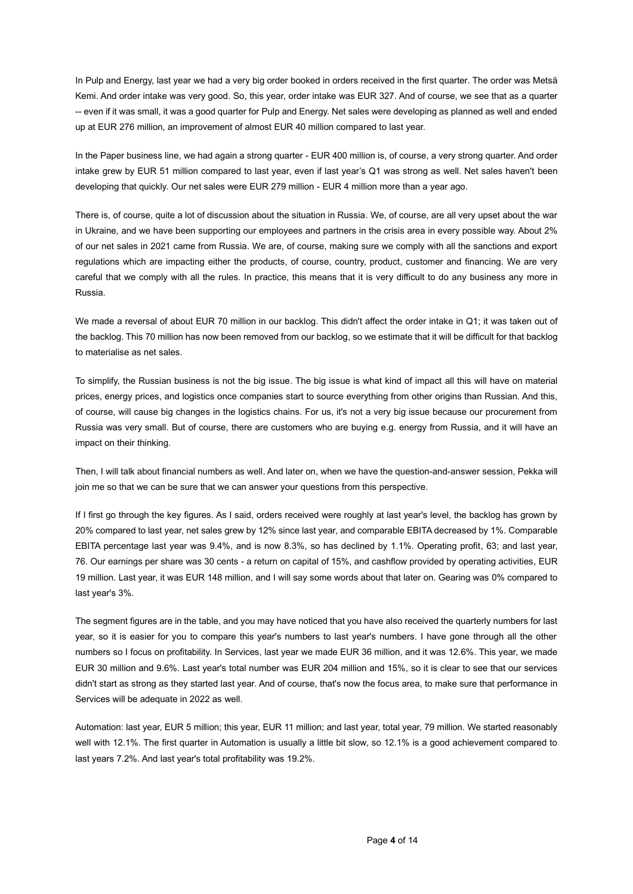In Pulp and Energy, last year we had a very big order booked in orders received in the first quarter. The order was Metsä Kemi. And order intake was very good. So, this year, order intake was EUR 327. And of course, we see that as a quarter -- even if it was small, it was a good quarter for Pulp and Energy. Net sales were developing as planned as well and ended up at EUR 276 million, an improvement of almost EUR 40 million compared to last year.

In the Paper business line, we had again a strong quarter - EUR 400 million is, of course, a very strong quarter. And order intake grew by EUR 51 million compared to last year, even if last year's Q1 was strong as well. Net sales haven't been developing that quickly. Our net sales were EUR 279 million - EUR 4 million more than a year ago.

There is, of course, quite a lot of discussion about the situation in Russia. We, of course, are all very upset about the war in Ukraine, and we have been supporting our employees and partners in the crisis area in every possible way. About 2% of our net sales in 2021 came from Russia. We are, of course, making sure we comply with all the sanctions and export regulations which are impacting either the products, of course, country, product, customer and financing. We are very careful that we comply with all the rules. In practice, this means that it is very difficult to do any business any more in Russia.

We made a reversal of about EUR 70 million in our backlog. This didn't affect the order intake in Q1; it was taken out of the backlog. This 70 million has now been removed from our backlog, so we estimate that it will be difficult for that backlog to materialise as net sales.

To simplify, the Russian business is not the big issue. The big issue is what kind of impact all this will have on material prices, energy prices, and logistics once companies start to source everything from other origins than Russian. And this, of course, will cause big changes in the logistics chains. For us, it's not a very big issue because our procurement from Russia was very small. But of course, there are customers who are buying e.g. energy from Russia, and it will have an impact on their thinking.

Then, I will talk about financial numbers as well. And later on, when we have the question-and-answer session, Pekka will join me so that we can be sure that we can answer your questions from this perspective.

If I first go through the key figures. As I said, orders received were roughly at last year's level, the backlog has grown by 20% compared to last year, net sales grew by 12% since last year, and comparable EBITA decreased by 1%. Comparable EBITA percentage last year was 9.4%, and is now 8.3%, so has declined by 1.1%. Operating profit, 63; and last year, 76. Our earnings per share was 30 cents - a return on capital of 15%, and cashflow provided by operating activities, EUR 19 million. Last year, it was EUR 148 million, and I will say some words about that later on. Gearing was 0% compared to last year's 3%.

The segment figures are in the table, and you may have noticed that you have also received the quarterly numbers for last year, so it is easier for you to compare this year's numbers to last year's numbers. I have gone through all the other numbers so I focus on profitability. In Services, last year we made EUR 36 million, and it was 12.6%. This year, we made EUR 30 million and 9.6%. Last year's total number was EUR 204 million and 15%, so it is clear to see that our services didn't start as strong as they started last year. And of course, that's now the focus area, to make sure that performance in Services will be adequate in 2022 as well.

Automation: last year, EUR 5 million; this year, EUR 11 million; and last year, total year, 79 million. We started reasonably well with 12.1%. The first quarter in Automation is usually a little bit slow, so 12.1% is a good achievement compared to last years 7.2%. And last year's total profitability was 19.2%.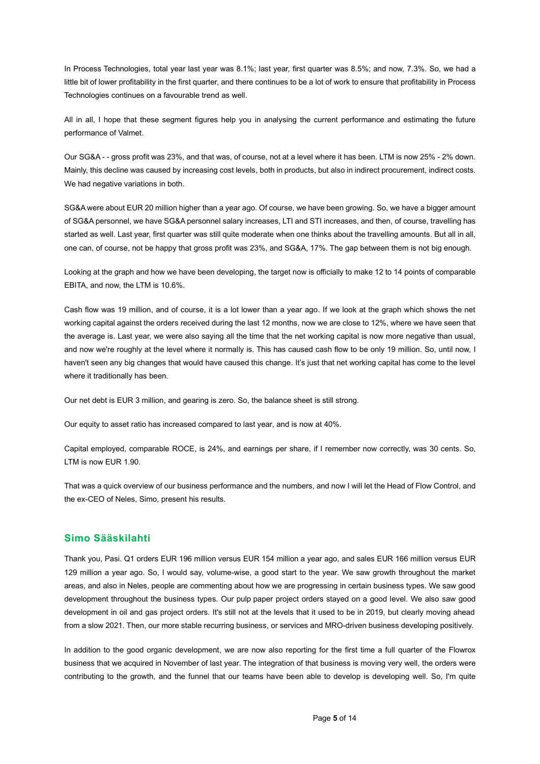In Process Technologies, total year last year was 8.1%; last year, first quarter was 8.5%; and now, 7.3%. So, we had a little bit of lower profitability in the first quarter, and there continues to be a lot of work to ensure that profitability in Process Technologies continues on a favourable trend as well.

All in all, I hope that these segment figures help you in analysing the current performance and estimating the future performance of Valmet.

Our SG&A - - gross profit was 23%, and that was, of course, not at a level where it has been. LTM is now 25% - 2% down. Mainly, this decline was caused by increasing cost levels, both in products, but also in indirect procurement, indirect costs. We had negative variations in both.

SG&A were about EUR 20 million higher than a year ago. Of course, we have been growing. So, we have a bigger amount of SG&A personnel, we have SG&A personnel salary increases, LTI and STI increases, and then, of course, travelling has started as well. Last year, first quarter was still quite moderate when one thinks about the travelling amounts. But all in all, one can, of course, not be happy that gross profit was 23%, and SG&A, 17%. The gap between them is not big enough.

Looking at the graph and how we have been developing, the target now is officially to make 12 to 14 points of comparable EBITA, and now, the LTM is 10.6%.

Cash flow was 19 million, and of course, it is a lot lower than a year ago. If we look at the graph which shows the net working capital against the orders received during the last 12 months, now we are close to 12%, where we have seen that the average is. Last year, we were also saying all the time that the net working capital is now more negative than usual, and now we're roughly at the level where it normally is. This has caused cash flow to be only 19 million. So, until now, I haven't seen any big changes that would have caused this change. It's just that net working capital has come to the level where it traditionally has been.

Our net debt is EUR 3 million, and gearing is zero. So, the balance sheet is still strong.

Our equity to asset ratio has increased compared to last year, and is now at 40%.

Capital employed, comparable ROCE, is 24%, and earnings per share, if I remember now correctly, was 30 cents. So, LTM is now EUR 1.90.

That was a quick overview of our business performance and the numbers, and now I will let the Head of Flow Control, and the ex-CEO of Neles, Simo, present his results.

## Simo Sääskilahti

Thank you, Pasi. Q1 orders EUR 196 million versus EUR 154 million a year ago, and sales EUR 166 million versus EUR 129 million a year ago. So, I would say, volume-wise, a good start to the year. We saw growth throughout the market areas, and also in Neles, people are commenting about how we are progressing in certain business types. We saw good development throughout the business types. Our pulp paper project orders stayed on a good level. We also saw good development in oil and gas project orders. It's still not at the levels that it used to be in 2019, but clearly moving ahead from a slow 2021. Then, our more stable recurring business, or services and MRO-driven business developing positively.

In addition to the good organic development, we are now also reporting for the first time a full quarter of the Flowrox business that we acquired in November of last year. The integration of that business is moving very well, the orders were contributing to the growth, and the funnel that our teams have been able to develop is developing well. So, I'm quite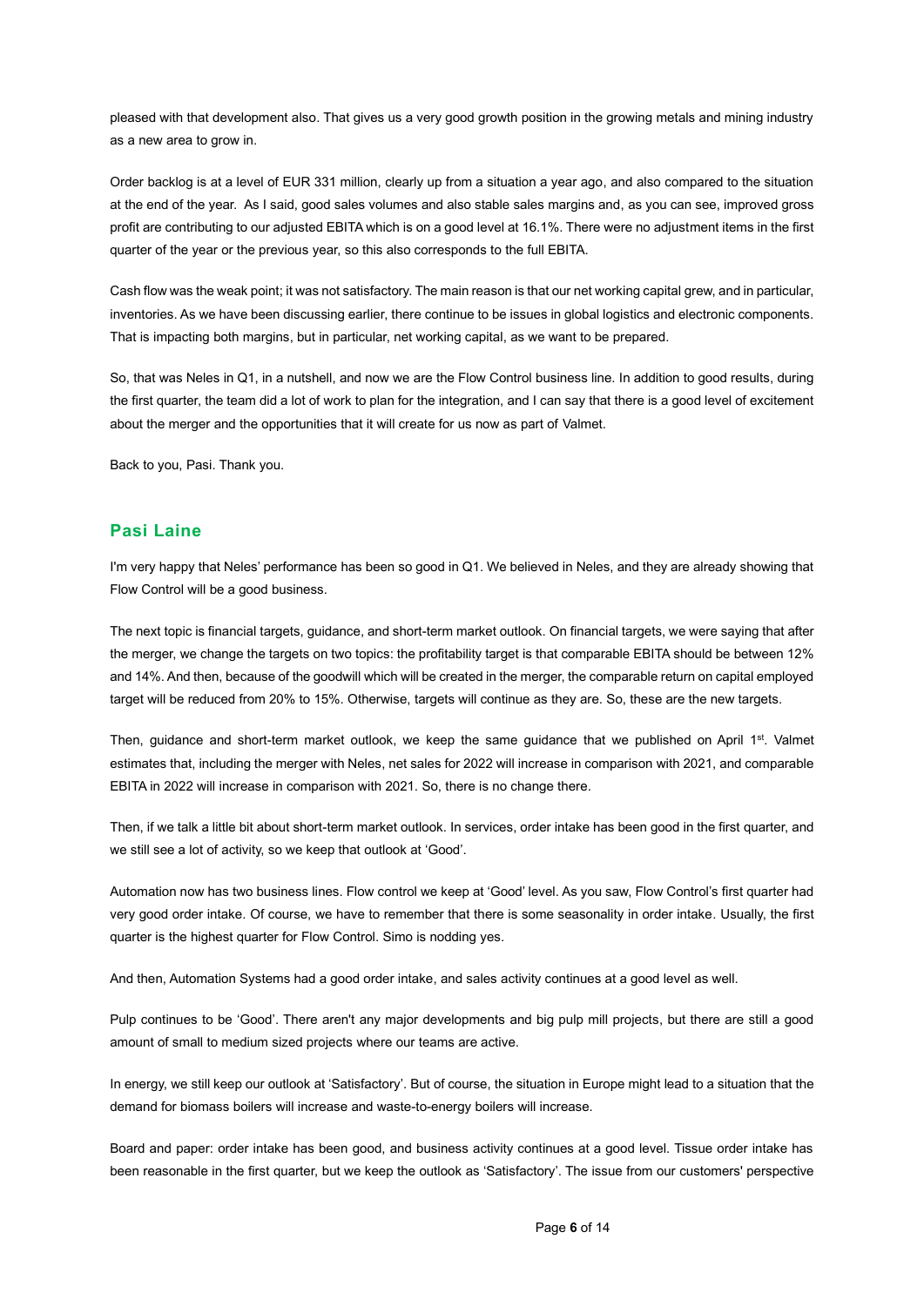pleased with that development also. That gives us a very good growth position in the growing metals and mining industry as a new area to grow in.

Order backlog is at a level of EUR 331 million, clearly up from a situation a year ago, and also compared to the situation at the end of the year. As I said, good sales volumes and also stable sales margins and, as you can see, improved gross profit are contributing to our adjusted EBITA which is on a good level at 16.1%. There were no adjustment items in the first quarter of the year or the previous year, so this also corresponds to the full EBITA.

Cash flow was the weak point; it was not satisfactory. The main reason is that our net working capital grew, and in particular, inventories. As we have been discussing earlier, there continue to be issues in global logistics and electronic components. That is impacting both margins, but in particular, net working capital, as we want to be prepared.

So, that was Neles in Q1, in a nutshell, and now we are the Flow Control business line. In addition to good results, during the first quarter, the team did a lot of work to plan for the integration, and I can say that there is a good level of excitement about the merger and the opportunities that it will create for us now as part of Valmet.

Back to you, Pasi. Thank you.

## Pasi Laine

I'm very happy that Neles' performance has been so good in Q1. We believed in Neles, and they are already showing that Flow Control will be a good business.

The next topic is financial targets, guidance, and short-term market outlook. On financial targets, we were saying that after the merger, we change the targets on two topics: the profitability target is that comparable EBITA should be between 12% and 14%. And then, because of the goodwill which will be created in the merger, the comparable return on capital employed target will be reduced from 20% to 15%. Otherwise, targets will continue as they are. So, these are the new targets.

Then, guidance and short-term market outlook, we keep the same guidance that we published on April 1st. Valmet estimates that, including the merger with Neles, net sales for 2022 will increase in comparison with 2021, and comparable EBITA in 2022 will increase in comparison with 2021. So, there is no change there.

Then, if we talk a little bit about short-term market outlook. In services, order intake has been good in the first quarter, and we still see a lot of activity, so we keep that outlook at 'Good'.

Automation now has two business lines. Flow control we keep at 'Good' level. As you saw, Flow Control's first quarter had very good order intake. Of course, we have to remember that there is some seasonality in order intake. Usually, the first quarter is the highest quarter for Flow Control. Simo is nodding yes.

And then, Automation Systems had a good order intake, and sales activity continues at a good level as well.

Pulp continues to be 'Good'. There aren't any major developments and big pulp mill projects, but there are still a good amount of small to medium sized projects where our teams are active.

In energy, we still keep our outlook at 'Satisfactory'. But of course, the situation in Europe might lead to a situation that the demand for biomass boilers will increase and waste-to-energy boilers will increase.

Board and paper: order intake has been good, and business activity continues at a good level. Tissue order intake has been reasonable in the first quarter, but we keep the outlook as 'Satisfactory'. The issue from our customers' perspective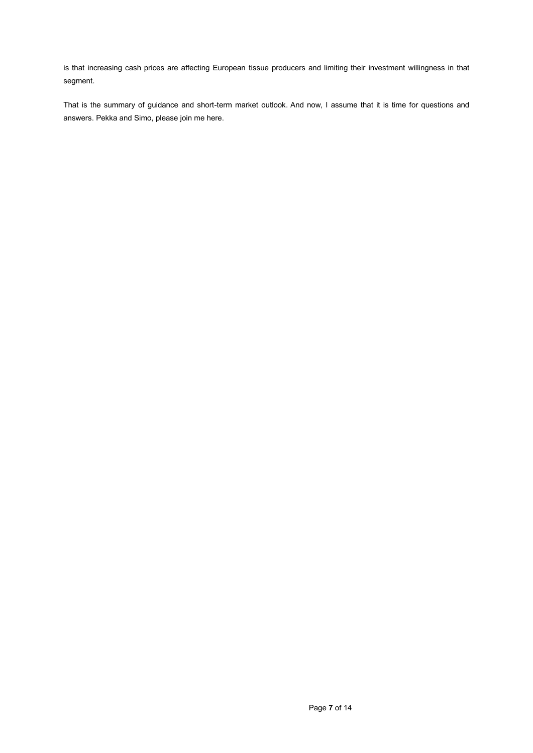is that increasing cash prices are affecting European tissue producers and limiting their investment willingness in that segment.

That is the summary of guidance and short-term market outlook. And now, I assume that it is time for questions and answers. Pekka and Simo, please join me here.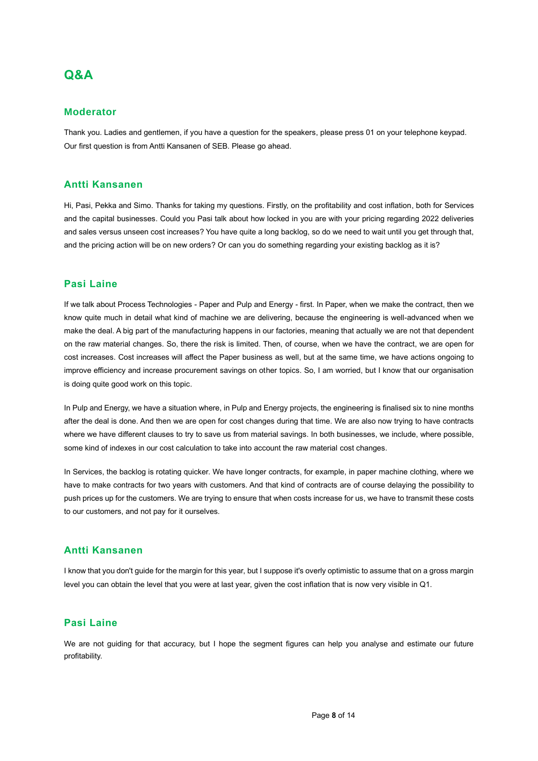# Q&A

## Moderator

Thank you. Ladies and gentlemen, if you have a question for the speakers, please press 01 on your telephone keypad. Our first question is from Antti Kansanen of SEB. Please go ahead.

## Antti Kansanen

Hi, Pasi, Pekka and Simo. Thanks for taking my questions. Firstly, on the profitability and cost inflation, both for Services and the capital businesses. Could you Pasi talk about how locked in you are with your pricing regarding 2022 deliveries and sales versus unseen cost increases? You have quite a long backlog, so do we need to wait until you get through that, and the pricing action will be on new orders? Or can you do something regarding your existing backlog as it is?

## Pasi Laine

If we talk about Process Technologies - Paper and Pulp and Energy - first. In Paper, when we make the contract, then we know quite much in detail what kind of machine we are delivering, because the engineering is well-advanced when we make the deal. A big part of the manufacturing happens in our factories, meaning that actually we are not that dependent on the raw material changes. So, there the risk is limited. Then, of course, when we have the contract, we are open for cost increases. Cost increases will affect the Paper business as well, but at the same time, we have actions ongoing to improve efficiency and increase procurement savings on other topics. So, I am worried, but I know that our organisation is doing quite good work on this topic.

In Pulp and Energy, we have a situation where, in Pulp and Energy projects, the engineering is finalised six to nine months after the deal is done. And then we are open for cost changes during that time. We are also now trying to have contracts where we have different clauses to try to save us from material savings. In both businesses, we include, where possible, some kind of indexes in our cost calculation to take into account the raw material cost changes.

In Services, the backlog is rotating quicker. We have longer contracts, for example, in paper machine clothing, where we have to make contracts for two years with customers. And that kind of contracts are of course delaying the possibility to push prices up for the customers. We are trying to ensure that when costs increase for us, we have to transmit these costs to our customers, and not pay for it ourselves.

## Antti Kansanen

I know that you don't guide for the margin for this year, but I suppose it's overly optimistic to assume that on a gross margin level you can obtain the level that you were at last year, given the cost inflation that is now very visible in Q1.

## Pasi Laine

We are not guiding for that accuracy, but I hope the segment figures can help you analyse and estimate our future profitability.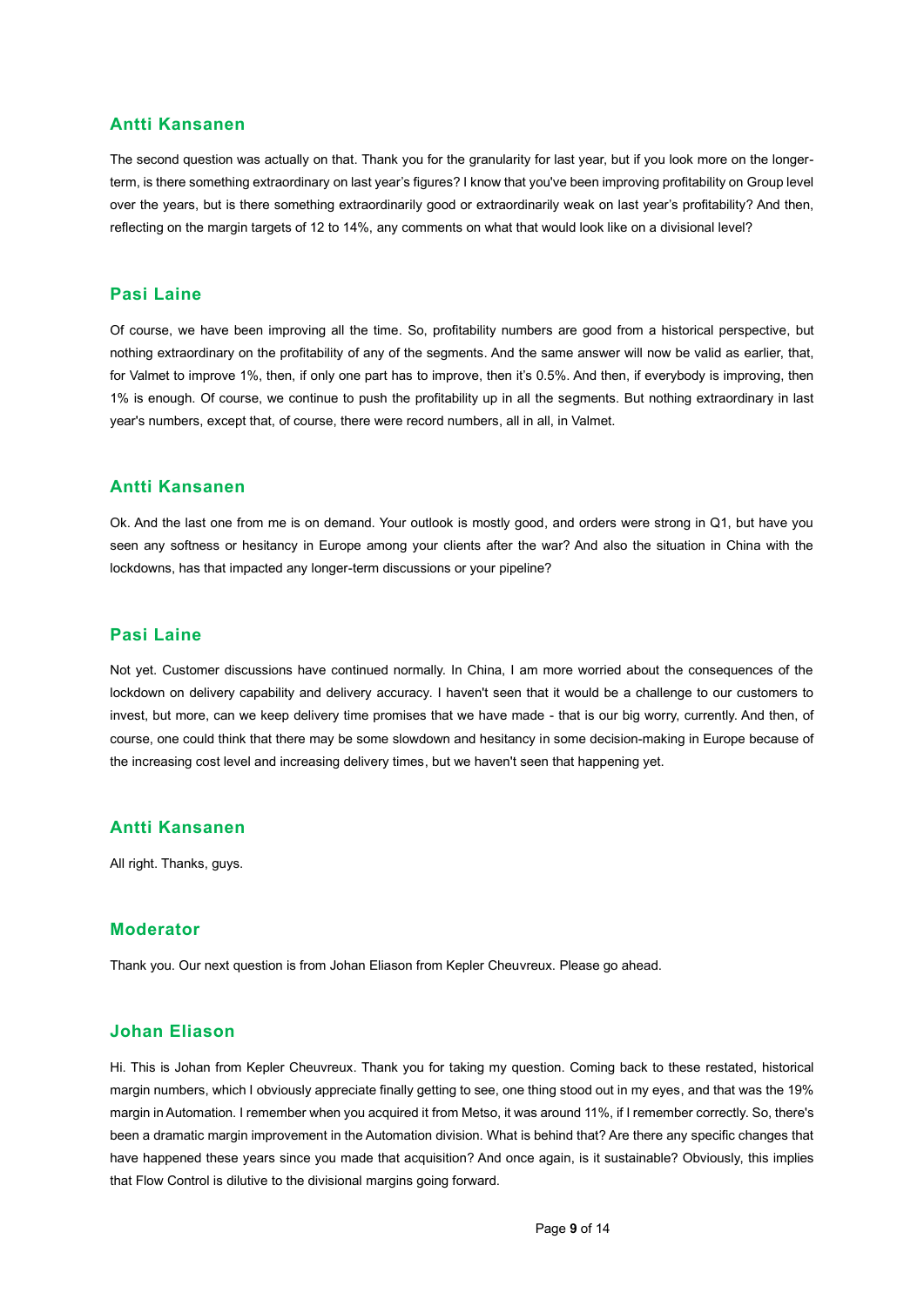## Antti Kansanen

The second question was actually on that. Thank you for the granularity for last year, but if you look more on the longer-term, is there something extraordinary on last year's figures? I know that you've been improving profitability on Group level over the years, but is there something extraordinarily good or extraordinarily weak on last year's profitability? And then, reflecting on the margin targets of 12 to 14%, any comments on what that would look like on a divisional level?

## Pasi Laine

Of course, we have been improving all the time. So, profitability numbers are good from a historical perspective, but nothing extraordinary on the profitability of any of the segments. And the same answer will now be valid as earlier, that, for Valmet to improve 1%, then, if only one part has to improve, then it's 0.5%. And then, if everybody is improving, then 1% is enough. Of course, we continue to push the profitability up in all the segments. But nothing extraordinary in last year's numbers, except that, of course, there were record numbers, all in all, in Valmet.

## Antti Kansanen

Ok. And the last one from me is on demand. Your outlook is mostly good, and orders were strong in Q1, but have you seen any softness or hesitancy in Europe among your clients after the war? And also the situation in China with the lockdowns, has that impacted any longer-term discussions or your pipeline?

## Pasi Laine

Not yet. Customer discussions have continued normally. In China, I am more worried about the consequences of the lockdown on delivery capability and delivery accuracy. I haven't seen that it would be a challenge to our customers to invest, but more, can we keep delivery time promises that we have made - that is our big worry, currently. And then, of course, one could think that there may be some slowdown and hesitancy in some decision-making in Europe because of the increasing cost level and increasing delivery times, but we haven't seen that happening yet.

## Antti Kansanen

All right. Thanks, guys.

## Moderator

Thank you. Our next question is from Johan Eliason from Kepler Cheuvreux. Please go ahead.

## Johan Eliason

Hi. This is Johan from Kepler Cheuvreux. Thank you for taking my question. Coming back to these restated, historical margin numbers, which I obviously appreciate finally getting to see, one thing stood out in my eyes, and that was the 19% margin in Automation. I remember when you acquired it from Metso, it was around 11%, if I remember correctly. So, there's been a dramatic margin improvement in the Automation division. What is behind that? Are there any specific changes that have happened these years since you made that acquisition? And once again, is it sustainable? Obviously, this implies that Flow Control is dilutive to the divisional margins going forward.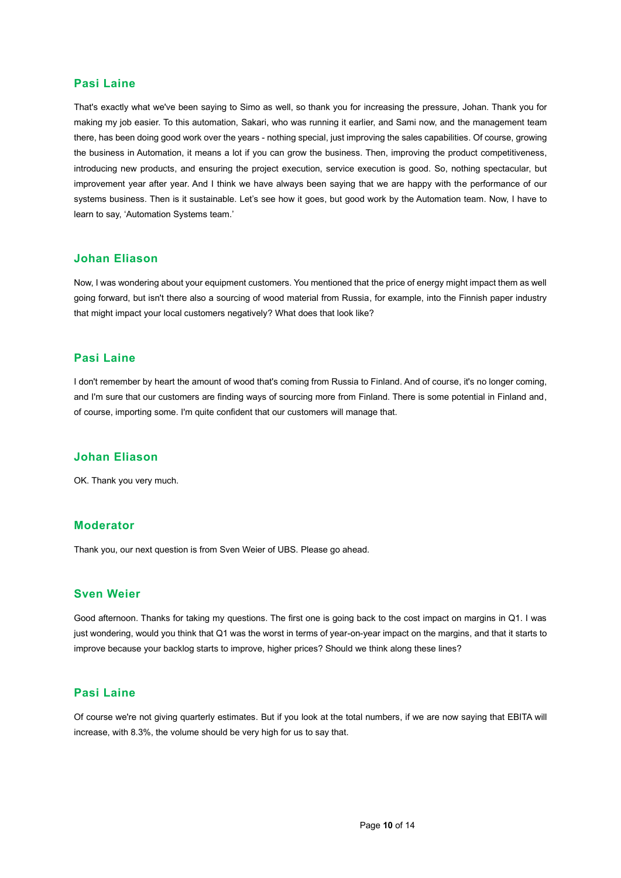## Pasi Laine

That's exactly what we've been saying to Simo as well, so thank you for increasing the pressure, Johan. Thank you for making my job easier. To this automation, Sakari, who was running it earlier, and Sami now, and the management team there, has been doing good work over the years - nothing special, just improving the sales capabilities. Of course, growing the business in Automation, it means a lot if you can grow the business. Then, improving the product competitiveness, introducing new products, and ensuring the project execution, service execution is good. So, nothing spectacular, but improvement year after year. And I think we have always been saying that we are happy with the performance of our systems business. Then is it sustainable. Let's see how it goes, but good work by the Automation team. Now, I have to learn to say, 'Automation Systems team.'

## Johan Eliason

Now, I was wondering about your equipment customers. You mentioned that the price of energy might impact them as well going forward, but isn't there also a sourcing of wood material from Russia, for example, into the Finnish paper industry that might impact your local customers negatively? What does that look like?

## Pasi Laine

I don't remember by heart the amount of wood that's coming from Russia to Finland. And of course, it's no longer coming, and I'm sure that our customers are finding ways of sourcing more from Finland. There is some potential in Finland and, of course, importing some. I'm quite confident that our customers will manage that.

## Johan Eliason

OK. Thank you very much.

## Moderator

Thank you, our next question is from Sven Weier of UBS. Please go ahead.

## Sven Weier

Good afternoon. Thanks for taking my questions. The first one is going back to the cost impact on margins in Q1. I was just wondering, would you think that Q1 was the worst in terms of year-on-year impact on the margins, and that it starts to improve because your backlog starts to improve, higher prices? Should we think along these lines?

## Pasi Laine

Of course we're not giving quarterly estimates. But if you look at the total numbers, if we are now saying that EBITA will increase, with 8.3%, the volume should be very high for us to say that.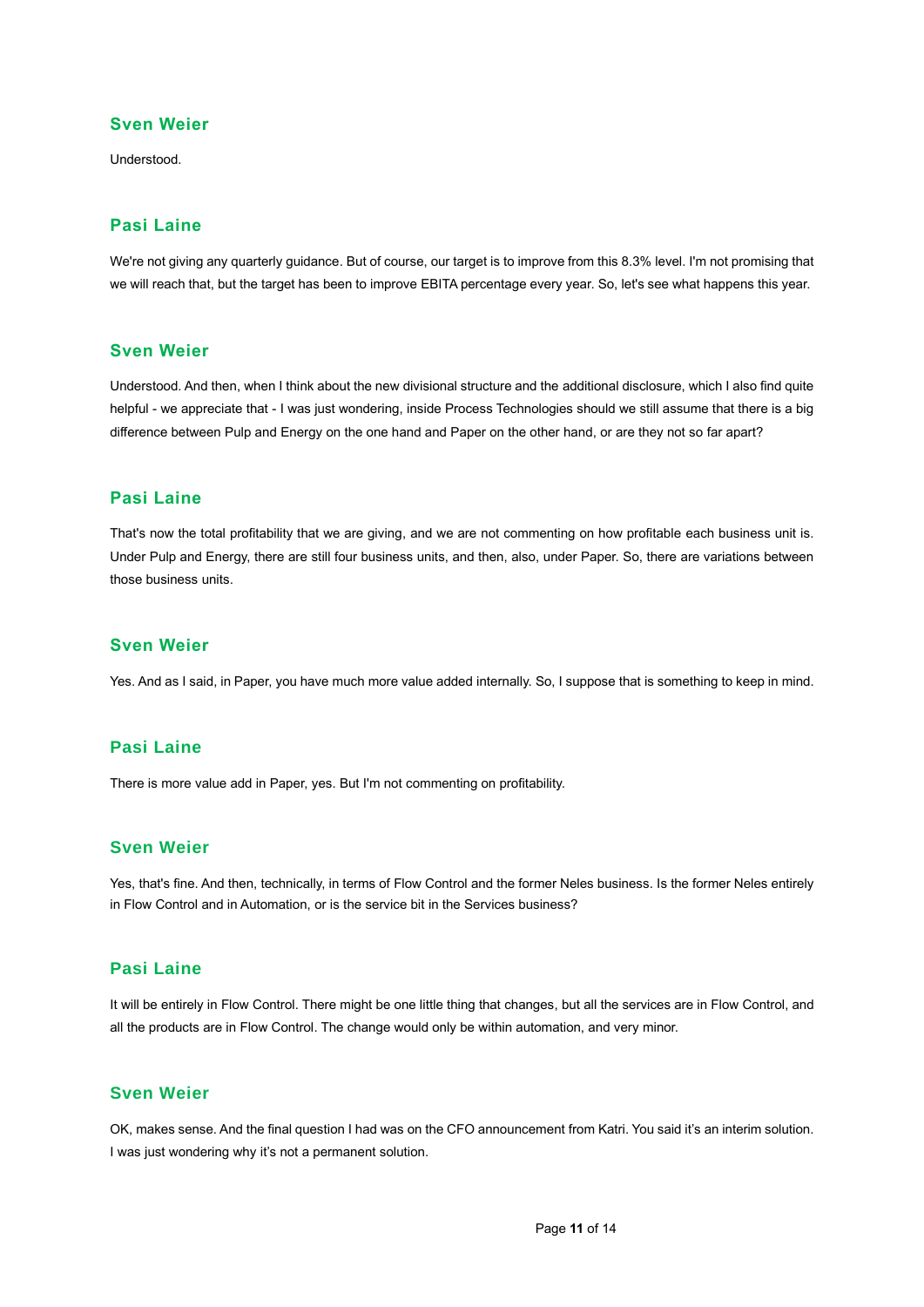**Sven Weier**

Understood.

**Pasi Laine**

We're not giving any quarterly guidance. But of course, our target is to improve from this 8.3% level. I'm not promising that we will reach that, but the target has been to improve EBITA percentage every year. So, let's see what happens this year.

**Sven Weier**

Understood. And then, when I think about the new divisional structure and the additional disclosure, which I also find quite helpful - we appreciate that - I was just wondering, inside Process Technologies should we still assume that there is a big difference between Pulp and Energy on the one hand and Paper on the other hand, or are they not so far apart?

**Pasi Laine**

That's now the total profitability that we are giving, and we are not commenting on how profitable each business unit is. Under Pulp and Energy, there are still four business units, and then, also, under Paper. So, there are variations between those business units.

**Sven Weier**

Yes. And as I said, in Paper, you have much more value added internally. So, I suppose that is something to keep in mind.

**Pasi Laine**

There is more value add in Paper, yes. But I'm not commenting on profitability.

**Sven Weier**

Yes, that's fine. And then, technically, in terms of Flow Control and the former Neles business. Is the former Neles entirely in Flow Control and in Automation, or is the service bit in the Services business?

**Pasi Laine**

It will be entirely in Flow Control. There might be one little thing that changes, but all the services are in Flow Control, and all the products are in Flow Control. The change would only be within automation, and very minor.

**Sven Weier**

OK, makes sense. And the final question I had was on the CFO announcement from Katri. You said it's an interim solution. I was just wondering why it's not a permanent solution.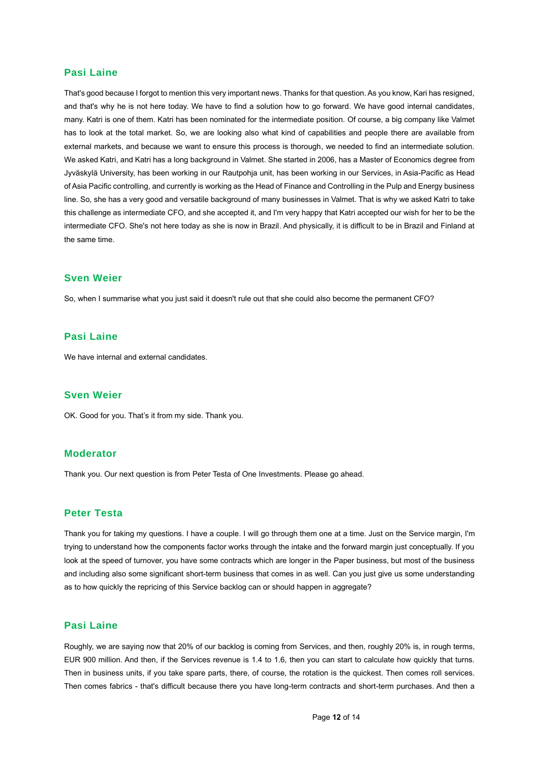### Pasi Laine

That's good because I forgot to mention this very important news. Thanks for that question. As you know, Kari has resigned, and that's why he is not here today. We have to find a solution how to go forward. We have good internal candidates, many. Katri is one of them. Katri has been nominated for the intermediate position. Of course, a big company like Valmet has to look at the total market. So, we are looking also what kind of capabilities and people there are available from external markets, and because we want to ensure this process is thorough, we needed to find an intermediate solution. We asked Katri, and Katri has a long background in Valmet. She started in 2006, has a Master of Economics degree from Jyväskylä University, has been working in our Rautpohja unit, has been working in our Services, in Asia-Pacific as Head of Asia Pacific controlling, and currently is working as the Head of Finance and Controlling in the Pulp and Energy business line. So, she has a very good and versatile background of many businesses in Valmet. That is why we asked Katri to take this challenge as intermediate CFO, and she accepted it, and I'm very happy that Katri accepted our wish for her to be the intermediate CFO. She's not here today as she is now in Brazil. And physically, it is difficult to be in Brazil and Finland at the same time.

### Sven Weier

So, when I summarise what you just said it doesn't rule out that she could also become the permanent CFO?

### Pasi Laine

We have internal and external candidates.

### Sven Weier

OK. Good for you. That's it from my side. Thank you.

### Moderator

Thank you. Our next question is from Peter Testa of One Investments. Please go ahead.

### Peter Testa

Thank you for taking my questions. I have a couple. I will go through them one at a time. Just on the Service margin, I'm trying to understand how the components factor works through the intake and the forward margin just conceptually. If you look at the speed of turnover, you have some contracts which are longer in the Paper business, but most of the business and including also some significant short-term business that comes in as well. Can you just give us some understanding as to how quickly the repricing of this Service backlog can or should happen in aggregate?

### Pasi Laine

Roughly, we are saying now that 20% of our backlog is coming from Services, and then, roughly 20% is, in rough terms, EUR 900 million. And then, if the Services revenue is 1.4 to 1.6, then you can start to calculate how quickly that turns. Then in business units, if you take spare parts, there, of course, the rotation is the quickest. Then comes roll services. Then comes fabrics - that's difficult because there you have long-term contracts and short-term purchases. And then a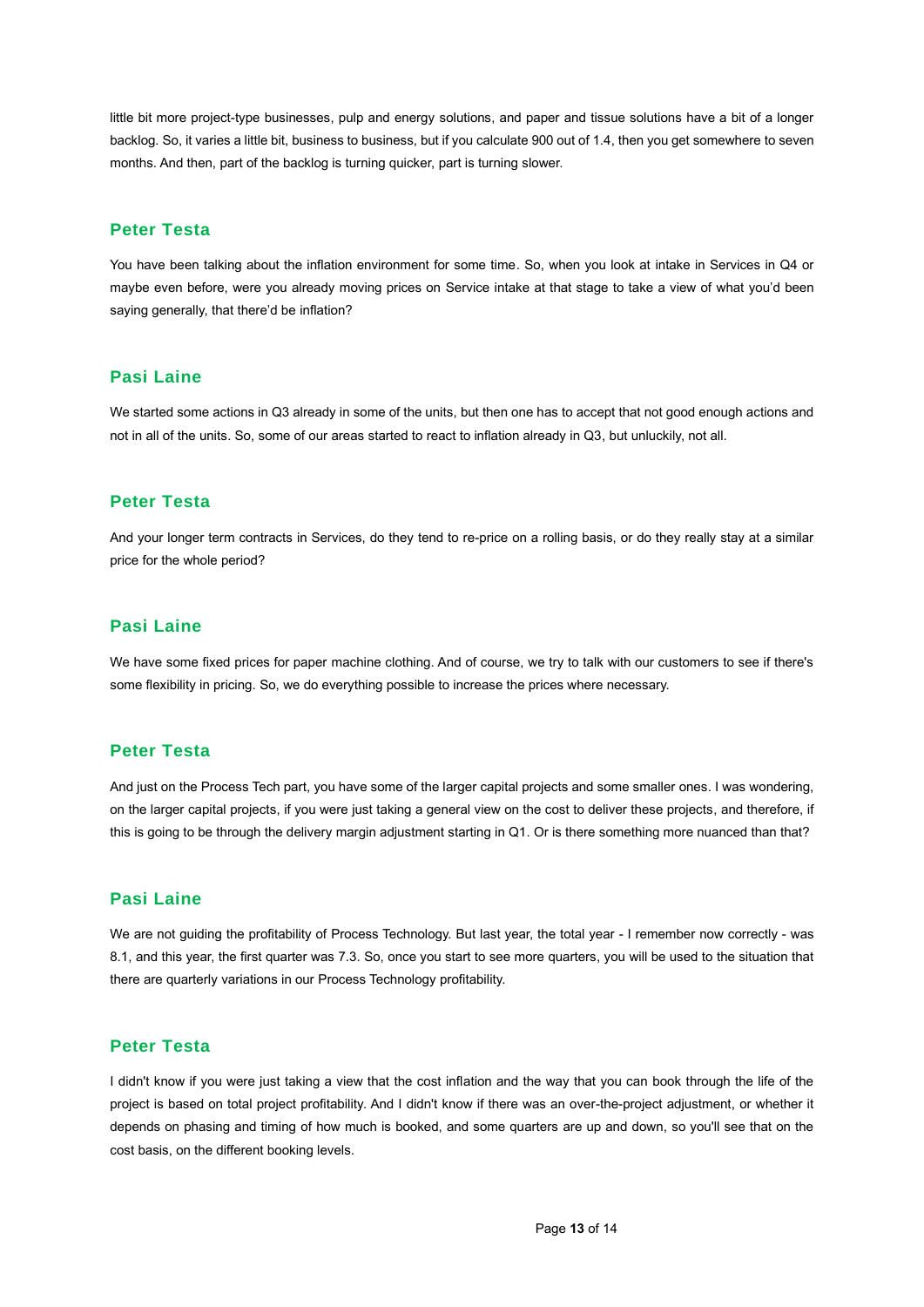little bit more project-type businesses, pulp and energy solutions, and paper and tissue solutions have a bit of a longer backlog. So, it varies a little bit, business to business, but if you calculate 900 out of 1.4, then you get somewhere to seven months. And then, part of the backlog is turning quicker, part is turning slower.

### Peter Testa

You have been talking about the inflation environment for some time. So, when you look at intake in Services in Q4 or maybe even before, were you already moving prices on Service intake at that stage to take a view of what you'd been saying generally, that there'd be inflation?

### Pasi Laine

We started some actions in Q3 already in some of the units, but then one has to accept that not good enough actions and not in all of the units. So, some of our areas started to react to inflation already in Q3, but unluckily, not all.

### Peter Testa

And your longer term contracts in Services, do they tend to re-price on a rolling basis, or do they really stay at a similar price for the whole period?

### Pasi Laine

We have some fixed prices for paper machine clothing. And of course, we try to talk with our customers to see if there's some flexibility in pricing. So, we do everything possible to increase the prices where necessary.

### Peter Testa

And just on the Process Tech part, you have some of the larger capital projects and some smaller ones. I was wondering, on the larger capital projects, if you were just taking a general view on the cost to deliver these projects, and therefore, if this is going to be through the delivery margin adjustment starting in Q1. Or is there something more nuanced than that?

### Pasi Laine

We are not guiding the profitability of Process Technology. But last year, the total year - I remember now correctly - was 8.1, and this year, the first quarter was 7.3. So, once you start to see more quarters, you will be used to the situation that there are quarterly variations in our Process Technology profitability.

### Peter Testa

I didn't know if you were just taking a view that the cost inflation and the way that you can book through the life of the project is based on total project profitability. And I didn't know if there was an over-the-project adjustment, or whether it depends on phasing and timing of how much is booked, and some quarters are up and down, so you'll see that on the cost basis, on the different booking levels.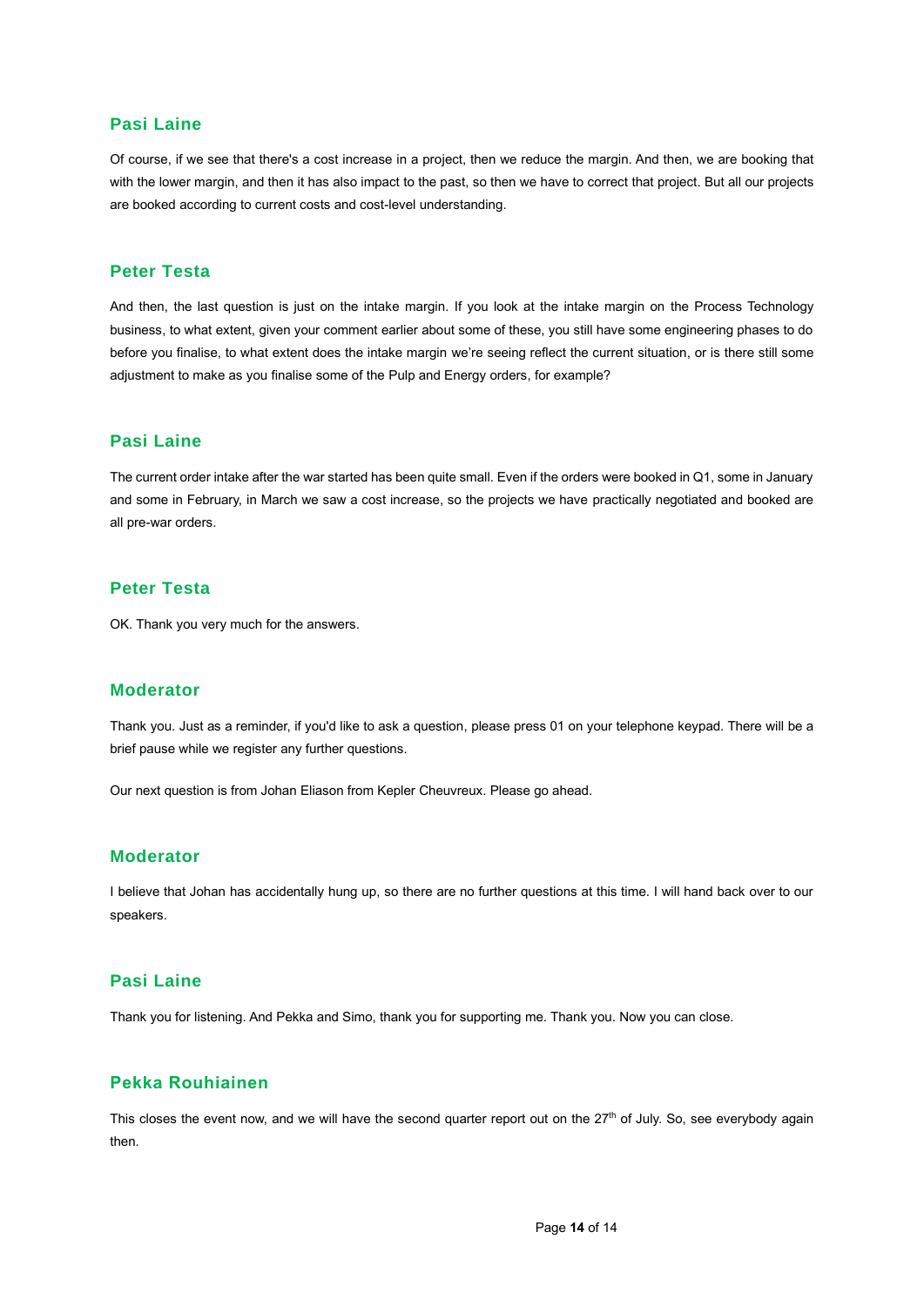### Pasi Laine

Of course, if we see that there's a cost increase in a project, then we reduce the margin. And then, we are booking that with the lower margin, and then it has also impact to the past, so then we have to correct that project. But all our projects are booked according to current costs and cost-level understanding.

### Peter Testa

And then, the last question is just on the intake margin. If you look at the intake margin on the Process Technology business, to what extent, given your comment earlier about some of these, you still have some engineering phases to do before you finalise, to what extent does the intake margin we're seeing reflect the current situation, or is there still some adjustment to make as you finalise some of the Pulp and Energy orders, for example?

### Pasi Laine

The current order intake after the war started has been quite small. Even if the orders were booked in Q1, some in January and some in February, in March we saw a cost increase, so the projects we have practically negotiated and booked are all pre-war orders.

### Peter Testa

OK. Thank you very much for the answers.

### Moderator

Thank you. Just as a reminder, if you'd like to ask a question, please press 01 on your telephone keypad. There will be a brief pause while we register any further questions.

Our next question is from Johan Eliason from Kepler Cheuvreux. Please go ahead.

### Moderator

I believe that Johan has accidentally hung up, so there are no further questions at this time. I will hand back over to our speakers.

### Pasi Laine

Thank you for listening. And Pekka and Simo, thank you for supporting me. Thank you. Now you can close.

### Pekka Rouhiainen

This closes the event now, and we will have the second quarter report out on the 27th of July. So, see everybody again then.